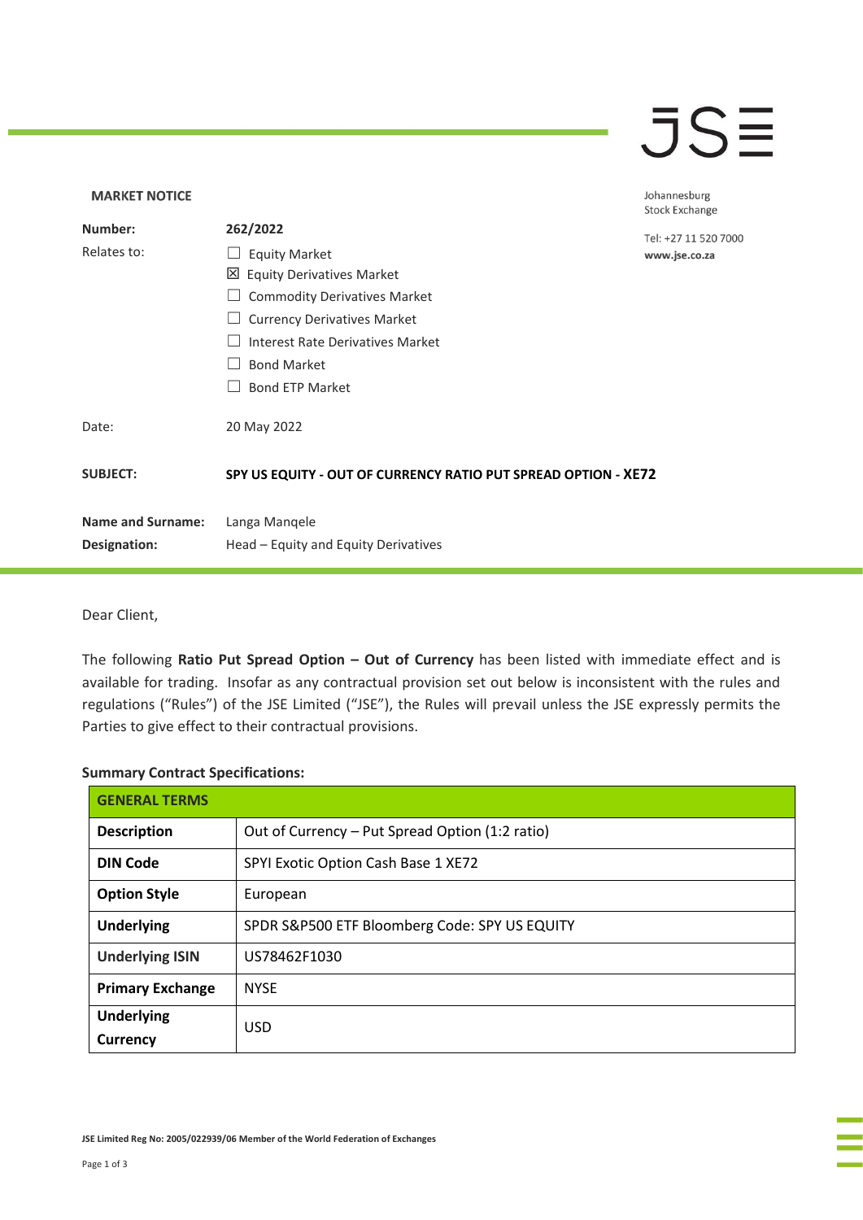JSE

Johannesburg Stock Exchange

Tel: +27 11 520 7000
www.jse.co.za

**MARKET NOTICE**

| | |
|---|---|
| **Number:** | **262/2022** |
| Relates to: | ☐ Equity Market<br>☒ Equity Derivatives Market<br>☐ Commodity Derivatives Market<br>☐ Currency Derivatives Market<br>☐ Interest Rate Derivatives Market<br>☐ Bond Market<br>☐ Bond ETP Market |
| Date: | 20 May 2022 |
| **SUBJECT:** | **SPY US EQUITY - OUT OF CURRENCY RATIO PUT SPREAD OPTION - XE72** |
| **Name and Surname:** | Langa Manqele |
| **Designation:** | Head – Equity and Equity Derivatives |

Dear Client,

The following **Ratio Put Spread Option – Out of Currency** has been listed with immediate effect and is available for trading. Insofar as any contractual provision set out below is inconsistent with the rules and regulations ("Rules") of the JSE Limited ("JSE"), the Rules will prevail unless the JSE expressly permits the Parties to give effect to their contractual provisions.

**Summary Contract Specifications:**

| **GENERAL TERMS** | |
|---|---|
| **Description** | Out of Currency – Put Spread Option (1:2 ratio) |
| **DIN Code** | SPYI Exotic Option Cash Base 1 XE72 |
| **Option Style** | European |
| **Underlying** | SPDR S&P500 ETF Bloomberg Code: SPY US EQUITY |
| **Underlying ISIN** | US78462F1030 |
| **Primary Exchange** | NYSE |
| **Underlying Currency** | USD |

JSE Limited Reg No: 2005/022939/06 Member of the World Federation of Exchanges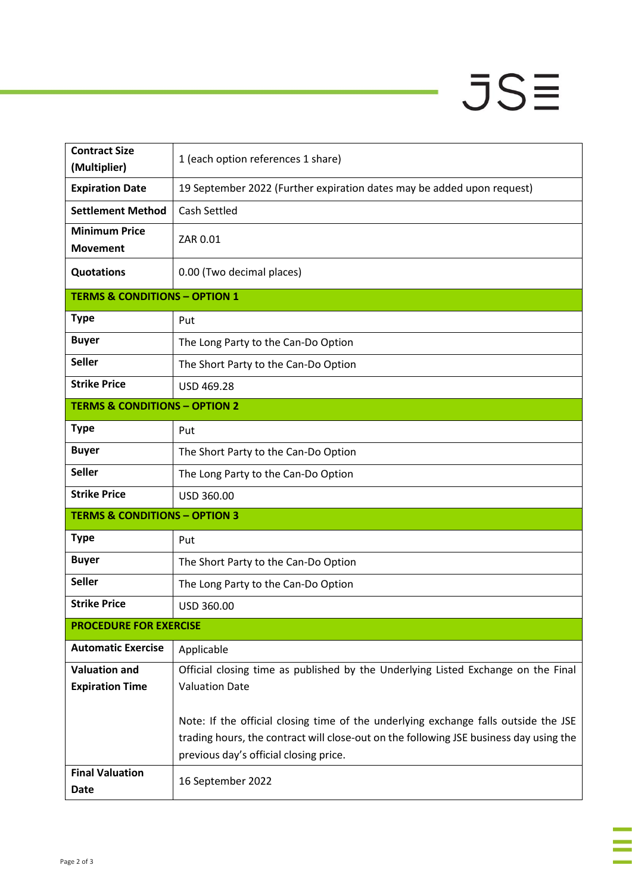| **Contract Size (Multiplier)** | 1 (each option references 1 share) |
|---|---|
| **Expiration Date** | 19 September 2022 (Further expiration dates may be added upon request) |
| **Settlement Method** | Cash Settled |
| **Minimum Price Movement** | ZAR 0.01 |
| **Quotations** | 0.00 (Two decimal places) |
| **TERMS & CONDITIONS – OPTION 1** | |
| **Type** | Put |
| **Buyer** | The Long Party to the Can-Do Option |
| **Seller** | The Short Party to the Can-Do Option |
| **Strike Price** | USD 469.28 |
| **TERMS & CONDITIONS – OPTION 2** | |
| **Type** | Put |
| **Buyer** | The Short Party to the Can-Do Option |
| **Seller** | The Long Party to the Can-Do Option |
| **Strike Price** | USD 360.00 |
| **TERMS & CONDITIONS – OPTION 3** | |
| **Type** | Put |
| **Buyer** | The Short Party to the Can-Do Option |
| **Seller** | The Long Party to the Can-Do Option |
| **Strike Price** | USD 360.00 |
| **PROCEDURE FOR EXERCISE** | |
| **Automatic Exercise** | Applicable |
| **Valuation and Expiration Time** | Official closing time as published by the Underlying Listed Exchange on the Final Valuation Date<br><br>Note: If the official closing time of the underlying exchange falls outside the JSE trading hours, the contract will close-out on the following JSE business day using the previous day's official closing price. |
| **Final Valuation Date** | 16 September 2022 |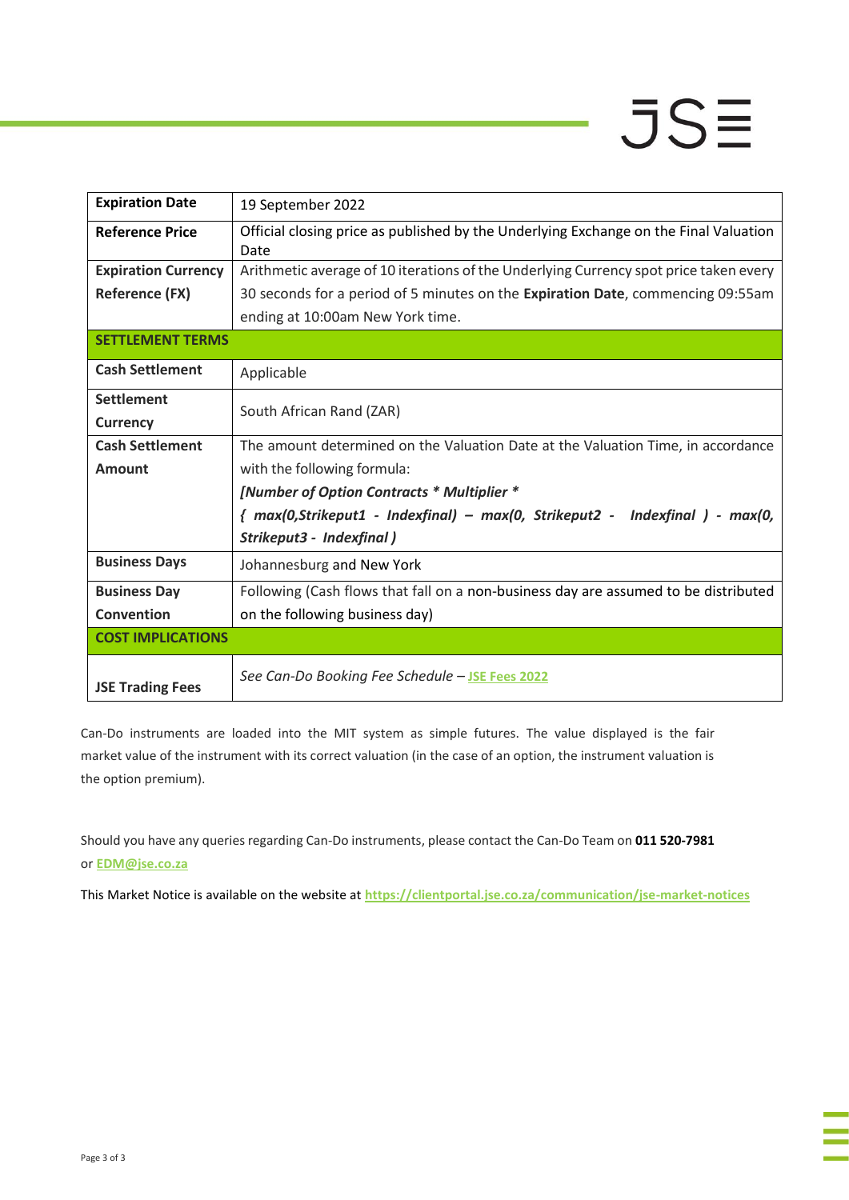| | |
|---|---|
| **Expiration Date** | 19 September 2022 |
| **Reference Price** | Official closing price as published by the Underlying Exchange on the Final Valuation Date |
| **Expiration Currency Reference (FX)** | Arithmetic average of 10 iterations of the Underlying Currency spot price taken every 30 seconds for a period of 5 minutes on the **Expiration Date**, commencing 09:55am ending at 10:00am New York time. |
| **SETTLEMENT TERMS** | |
| **Cash Settlement** | Applicable |
| **Settlement Currency** | South African Rand (ZAR) |
| **Cash Settlement Amount** | The amount determined on the Valuation Date at the Valuation Time, in accordance with the following formula: ***[Number of Option Contracts * Multiplier * { max(0,Strikeput1 - Indexfinal) – max(0, Strikeput2 - Indexfinal ) - max(0, Strikeput3 - Indexfinal )*** |
| **Business Days** | Johannesburg and New York |
| **Business Day Convention** | Following (Cash flows that fall on a non-business day are assumed to be distributed on the following business day) |
| **COST IMPLICATIONS** | |
| **JSE Trading Fees** | *See Can-Do Booking Fee Schedule –* **JSE Fees 2022** |

Can-Do instruments are loaded into the MIT system as simple futures. The value displayed is the fair market value of the instrument with its correct valuation (in the case of an option, the instrument valuation is the option premium).

Should you have any queries regarding Can-Do instruments, please contact the Can-Do Team on **011 520-7981** or **EDM@jse.co.za**

This Market Notice is available on the website at **https://clientportal.jse.co.za/communication/jse-market-notices**